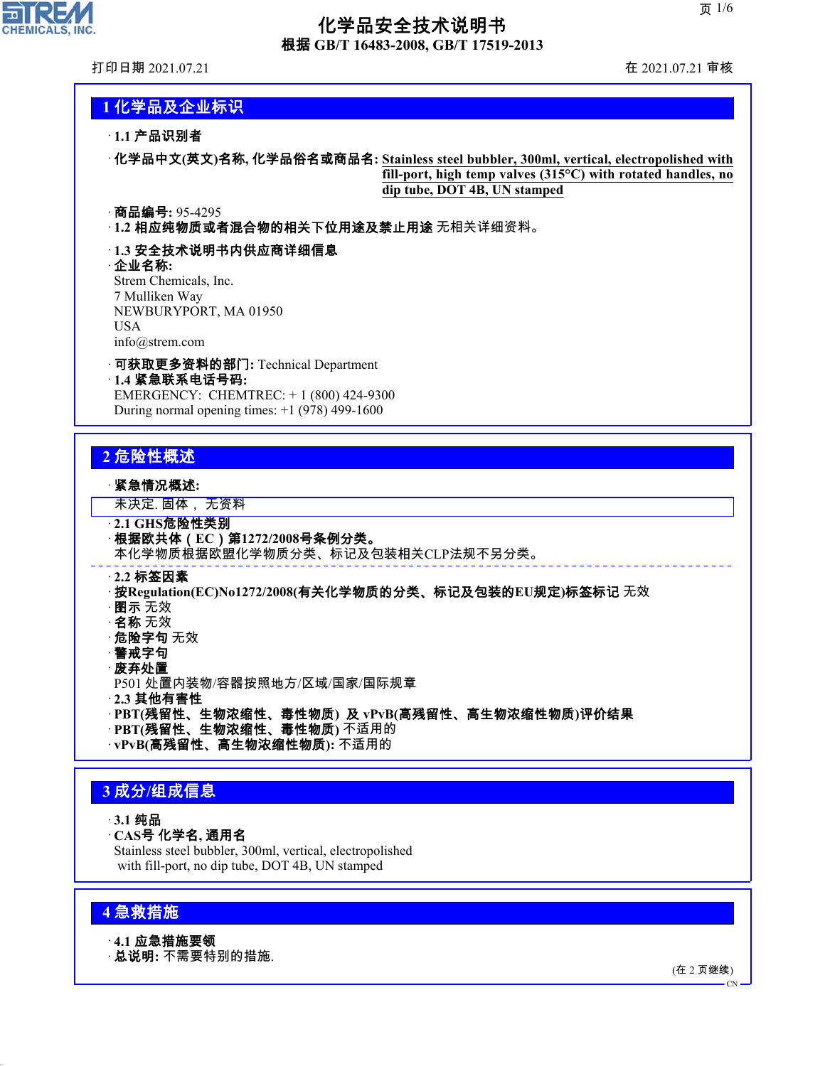# 化学品安全技术说明书

**根据 GB/T 16483-2008, GB/T 17519-2013**

打印日期 2021.07.21　　　　在 2021.07.21 审核

## 1 化学品及企业标识

· **1.1 产品识别者**

· **化学品中文(英文)名称, 化学品俗名或商品名:** **Stainless steel bubbler, 300ml, vertical, electropolished with fill-port, high temp valves (315°C) with rotated handles, no dip tube, DOT 4B, UN stamped**

· **商品编号:** 95-4295

· **1.2 相应纯物质或者混合物的相关下位用途及禁止用途** 无相关详细资料。

· **1.3 安全技术说明书内供应商详细信息**

· **企业名称:**
Strem Chemicals, Inc.
7 Mulliken Way
NEWBURYPORT, MA 01950
USA
info@strem.com

· **可获取更多资料的部门:** Technical Department

· **1.4 紧急联系电话号码:**
EMERGENCY: CHEMTREC: + 1 (800) 424-9300
During normal opening times: +1 (978) 499-1600

## 2 危险性概述

· **紧急情况概述:**
未决定. 固体， 无资料

· **2.1 GHS危险性类别**

· **根据欧共体（EC）第1272/2008号条例分类。**
本化学物质根据欧盟化学物质分类、标记及包装相关CLP法规不另分类。

· **2.2 标签因素**

· **按Regulation(EC)No1272/2008(有关化学物质的分类、标记及包装的EU规定)标签标记** 无效

· **图示** 无效

· **名称** 无效

· **危险字句** 无效

· **警戒字句**

· **废弃处置**
P501 处置内装物/容器按照地方/区域/国家/国际规章

· **2.3 其他有害性**

· **PBT(残留性、生物浓缩性、毒性物质) 及 vPvB(高残留性、高生物浓缩性物质)评价结果**

· **PBT(残留性、生物浓缩性、毒性物质)** 不适用的

· **vPvB(高残留性、高生物浓缩性物质):** 不适用的

## 3 成分/组成信息

· **3.1 纯品**

· **CAS号 化学名, 通用名**
Stainless steel bubbler, 300ml, vertical, electropolished with fill-port, no dip tube, DOT 4B, UN stamped

## 4 急救措施

· **4.1 应急措施要领**

· **总说明:** 不需要特别的措施.

(在 2 页继续)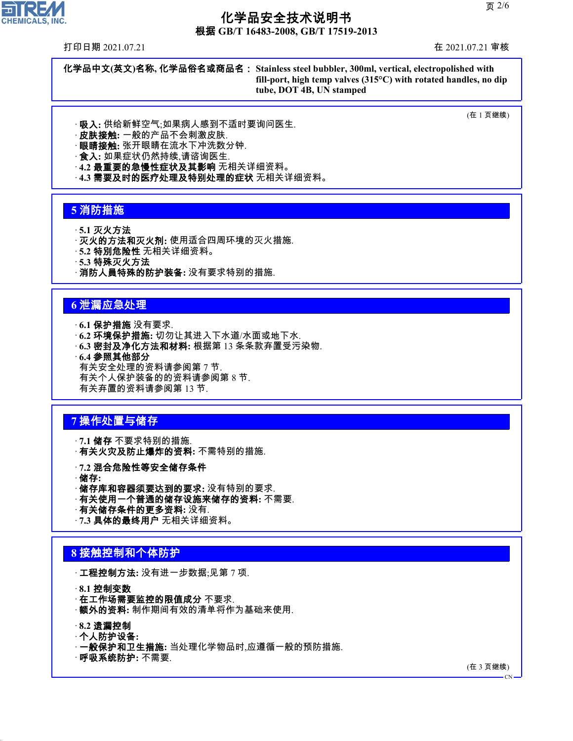**化学品中文(英文)名称, 化学品俗名或商品名：** Stainless steel bubbler, 300ml, vertical, electropolished with fill-port, high temp valves (315°C) with rotated handles, no dip tube, DOT 4B, UN stamped

(在 1 页继续)

· **吸入:** 供给新鲜空气;如果病人感到不适时要询问医生.
· **皮肤接触:** 一般的产品不会刺激皮肤.
· **眼睛接触:** 张开眼睛在流水下冲洗数分钟.
· **食入:** 如果症状仍然持续,请咨询医生.
· **4.2 最重要的急慢性症状及其影响** 无相关详细资料。
· **4.3 需要及时的医疗处理及特别处理的症状** 无相关详细资料。

## 5 消防措施

· **5.1 灭火方法**
· **灭火的方法和灭火剂:** 使用适合四周环境的灭火措施.
· **5.2 特别危险性** 无相关详细资料。
· **5.3 特殊灭火方法**
· **消防人員特殊的防护装备:** 没有要求特别的措施.

## 6 泄漏应急处理

· **6.1 保护措施** 没有要求.
· **6.2 环境保护措施:** 切勿让其进入下水道/水面或地下水.
· **6.3 密封及净化方法和材料:** 根据第 13 条条款弃置受污染物.
· **6.4 参照其他部分**
有关安全处理的资料请参阅第 7 节.
有关个人保护装备的的资料请参阅第 8 节.
有关弃置的资料请参阅第 13 节.

## 7 操作处置与储存

· **7.1 储存** 不要求特别的措施.
· **有关火灾及防止爆炸的资料:** 不需特别的措施.

· **7.2 混合危险性等安全储存条件**
· **储存:**
· **储存库和容器须要达到的要求:** 没有特别的要求.
· **有关使用一个普通的储存设施来储存的资料:** 不需要.
· **有关储存条件的更多资料:** 没有.
· **7.3 具体的最终用户** 无相关详细资料。

## 8 接触控制和个体防护

· **工程控制方法:** 没有进一步数据;见第 7 项.

· **8.1 控制变数**
· **在工作场需要监控的限值成分** 不要求.
· **额外的资料:** 制作期间有效的清单将作为基础来使用.

· **8.2 遗漏控制**
· **个人防护设备:**
· **一般保护和卫生措施:** 当处理化学物品时,应遵循一般的预防措施.
· **呼吸系统防护:** 不需要.

(在 3 页继续)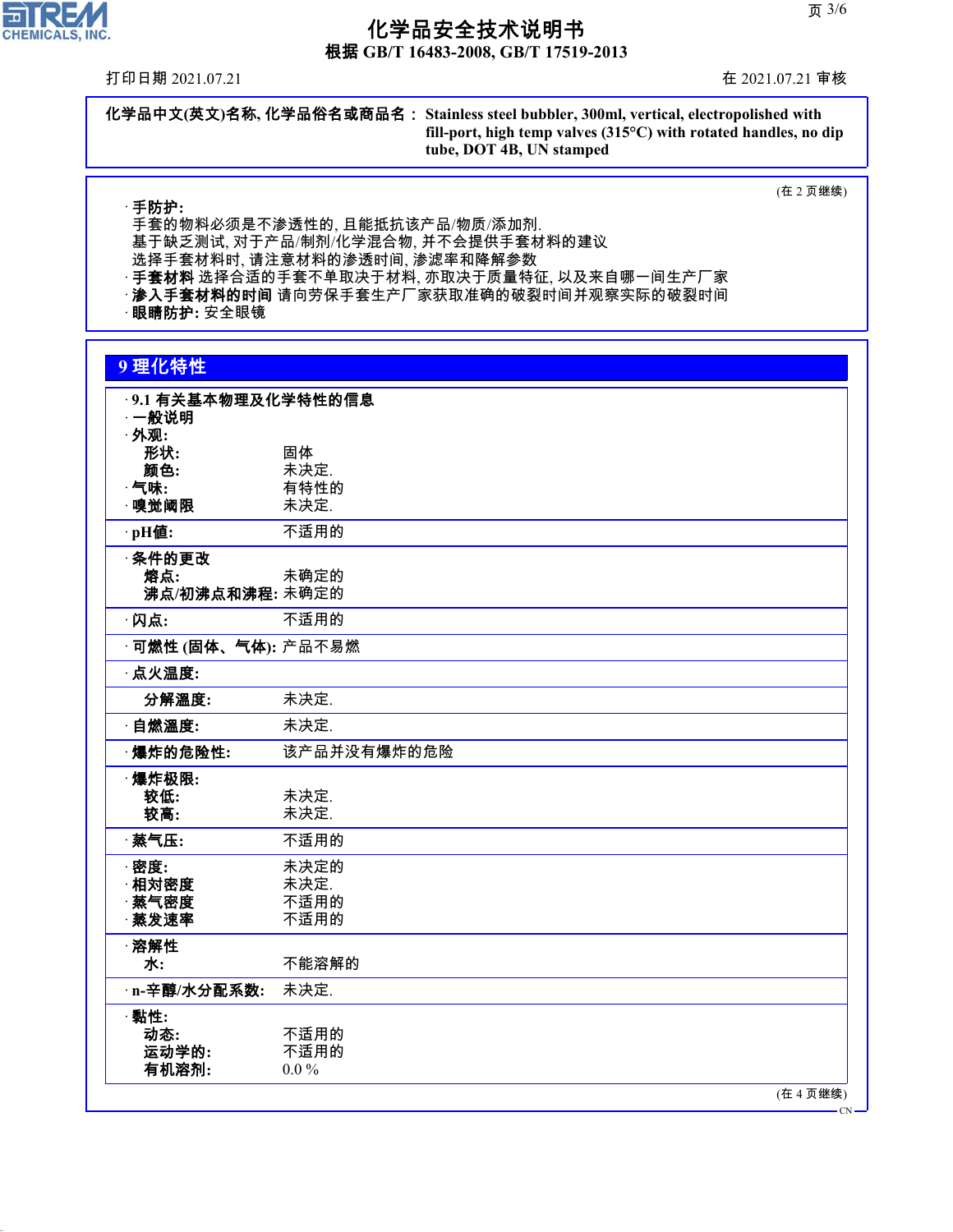**化学品中文(英文)名称, 化学品俗名或商品名：** Stainless steel bubbler, 300ml, vertical, electropolished with fill-port, high temp valves (315°C) with rotated handles, no dip tube, DOT 4B, UN stamped

(在 2 页继续)

· **手防护:**
手套的物料必须是不渗透性的, 且能抵抗该产品/物质/添加剂.
基于缺乏测试, 对于产品/制剂/化学混合物, 并不会提供手套材料的建议
选择手套材料时, 请注意材料的渗透时间, 渗滤率和降解参数
· **手套材料** 选择合适的手套不单取决于材料, 亦取决于质量特征, 以及来自哪一间生产厂家
· **渗入手套材料的时间** 请向劳保手套生产厂家获取准确的破裂时间并观察实际的破裂时间
· **眼睛防护:** 安全眼镜

## 9 理化特性

· **9.1 有关基本物理及化学特性的信息**
· **一般说明**
· **外观:**
  **形状:** 固体
  **颜色:** 未决定.
· **气味:** 有特性的
· **嗅觉阈限** 未决定.

· **pH值:** 不适用的

· **条件的更改**
  **熔点:** 未确定的
  **沸点/初沸点和沸程:** 未确定的

· **闪点:** 不适用的

· **可燃性 (固体、气体):** 产品不易燃

· **点火温度:**

  **分解温度:** 未决定.

· **自燃温度:** 未决定.

· **爆炸的危险性:** 该产品并没有爆炸的危险

· **爆炸极限:**
  **较低:** 未决定.
  **较高:** 未决定.

· **蒸气压:** 不适用的

· **密度:** 未决定的
· **相对密度** 未决定.
· **蒸气密度** 不适用的
· **蒸发速率** 不适用的

· **溶解性**
  **水:** 不能溶解的

· **n-辛醇/水分配系数:** 未决定.

· **黏性:**
  **动态:** 不适用的
  **运动学的:** 不适用的
  **有机溶剂:** 0.0 %

(在 4 页继续)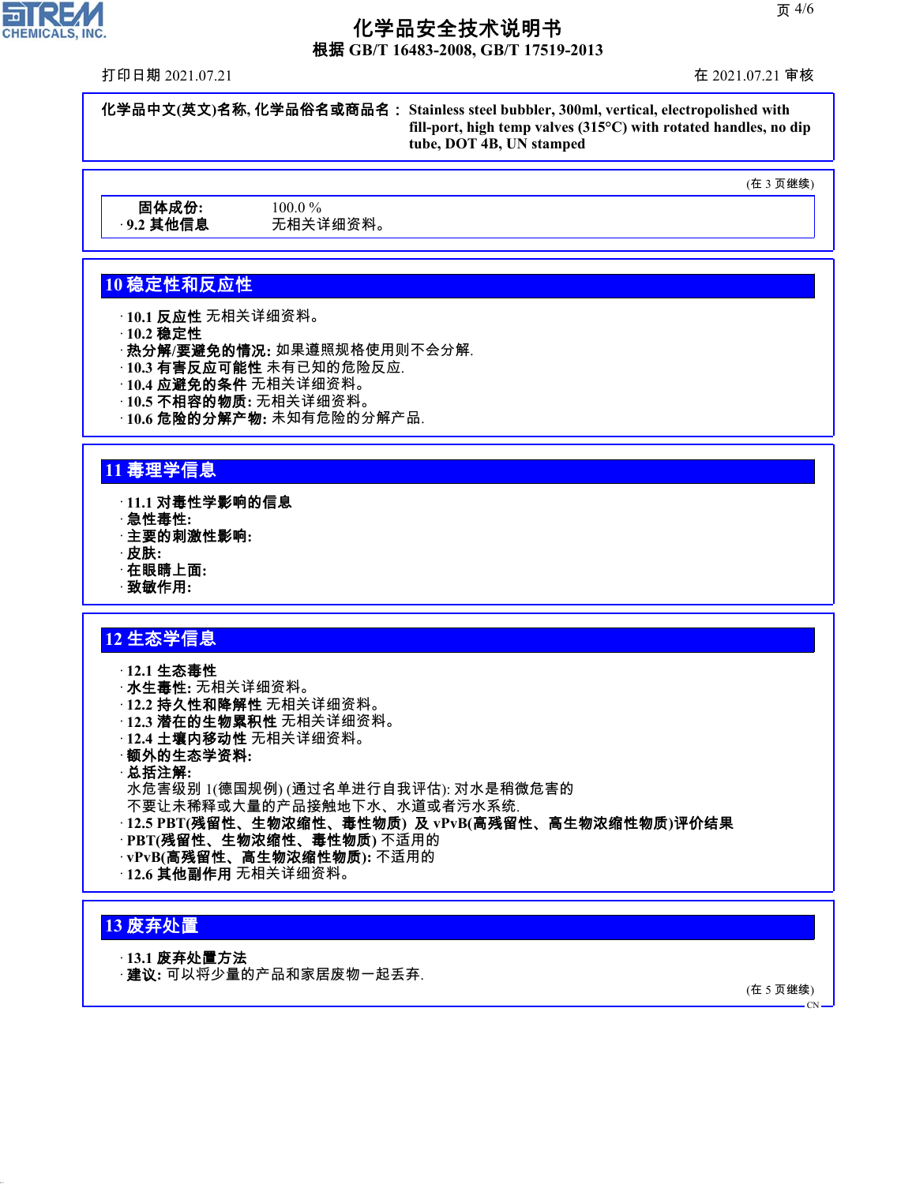**化学品中文(英文)名称, 化学品俗名或商品名：** Stainless steel bubbler, 300ml, vertical, electropolished with fill-port, high temp valves (315°C) with rotated handles, no dip tube, DOT 4B, UN stamped

(在 3 页继续)

| | |
|---|---|
| **固体成份:** | 100.0 % |
| · **9.2 其他信息** | 无相关详细资料。 |

## 10 稳定性和反应性

- · **10.1 反应性** 无相关详细资料。
- · **10.2 稳定性**
- · **热分解/要避免的情况:** 如果遵照规格使用则不会分解.
- · **10.3 有害反应可能性** 未有已知的危险反应.
- · **10.4 应避免的条件** 无相关详细资料。
- · **10.5 不相容的物质:** 无相关详细资料。
- · **10.6 危险的分解产物:** 未知有危险的分解产品.

## 11 毒理学信息

- · **11.1 对毒性学影响的信息**
- · **急性毒性:**
- · **主要的刺激性影响:**
- · **皮肤:**
- · **在眼睛上面:**
- · **致敏作用:**

## 12 生态学信息

- · **12.1 生态毒性**
- · **水生毒性:** 无相关详细资料。
- · **12.2 持久性和降解性** 无相关详细资料。
- · **12.3 潜在的生物累积性** 无相关详细资料。
- · **12.4 土壤内移动性** 无相关详细资料。
- · **额外的生态学资料:**
- · **总括注解:**
  水危害级别 1(德国规例) (通过名单进行自我评估): 对水是稍微危害的
  不要让未稀释或大量的产品接触地下水、水道或者污水系统.
- · **12.5 PBT(残留性、生物浓缩性、毒性物质) 及 vPvB(高残留性、高生物浓缩性物质)评价结果**
- · **PBT(残留性、生物浓缩性、毒性物质)** 不适用的
- · **vPvB(高残留性、高生物浓缩性物质):** 不适用的
- · **12.6 其他副作用** 无相关详细资料。

## 13 废弃处置

- · **13.1 废弃处置方法**
- · **建议:** 可以将少量的产品和家居废物一起丢弃.

(在 5 页继续)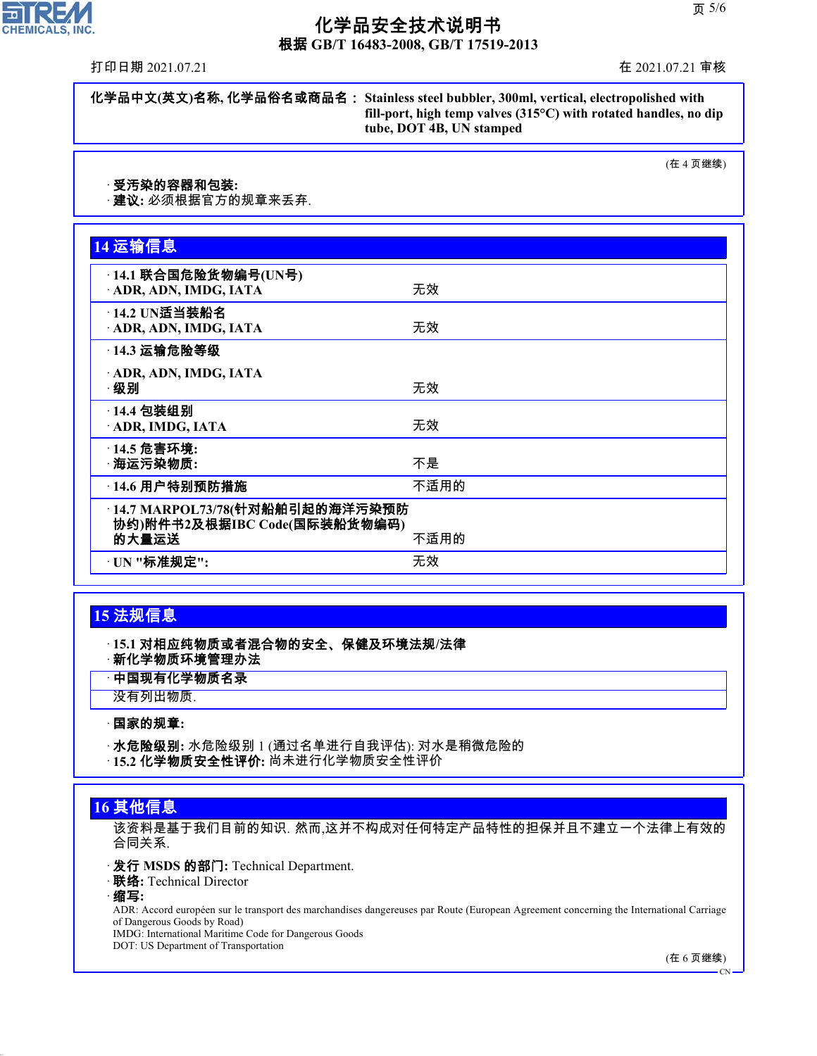**化学品中文(英文)名称, 化学品俗名或商品名 :** **Stainless steel bubbler, 300ml, vertical, electropolished with fill-port, high temp valves (315°C) with rotated handles, no dip tube, DOT 4B, UN stamped**

(在 4 页继续)

· **受污染的容器和包装:**
· **建议:** 必须根据官方的规章来丢弃.

## 14 运输信息

| | |
|---|---|
| · **14.1 联合国危险货物编号(UN号)**<br>· **ADR, ADN, IMDG, IATA** | 无效 |
| · **14.2 UN适当装船名**<br>· **ADR, ADN, IMDG, IATA** | 无效 |
| · **14.3 运输危险等级**<br>· **ADR, ADN, IMDG, IATA**<br>· **级别** | 无效 |
| · **14.4 包装组别**<br>· **ADR, IMDG, IATA** | 无效 |
| · **14.5 危害环境:**<br>· **海运污染物质:** | 不是 |
| · **14.6 用户特别预防措施** | 不适用的 |
| · **14.7 MARPOL73/78(针对船舶引起的海洋污染预防协约)附件书2及根据IBC Code(国际装船货物编码)的大量运送** | 不适用的 |
| · **UN "标准规定":** | 无效 |

## 15 法规信息

· **15.1 对相应纯物质或者混合物的安全、保健及环境法规/法律**
· **新化学物质环境管理办法**

· **中国现有化学物质名录**
没有列出物质.

· **国家的规章:**

· **水危险级别:** 水危险级别 1 (通过名单进行自我评估): 对水是稍微危险的
· **15.2 化学物质安全性评价:** 尚未进行化学物质安全性评价

## 16 其他信息

该资料是基于我们目前的知识. 然而,这并不构成对任何特定产品特性的担保并且不建立一个法律上有效的合同关系.

· **发行 MSDS 的部门:** Technical Department.
· **联络:** Technical Director
· **缩写:**
ADR: Accord européen sur le transport des marchandises dangereuses par Route (European Agreement concerning the International Carriage of Dangerous Goods by Road)
IMDG: International Maritime Code for Dangerous Goods
DOT: US Department of Transportation

(在 6 页继续)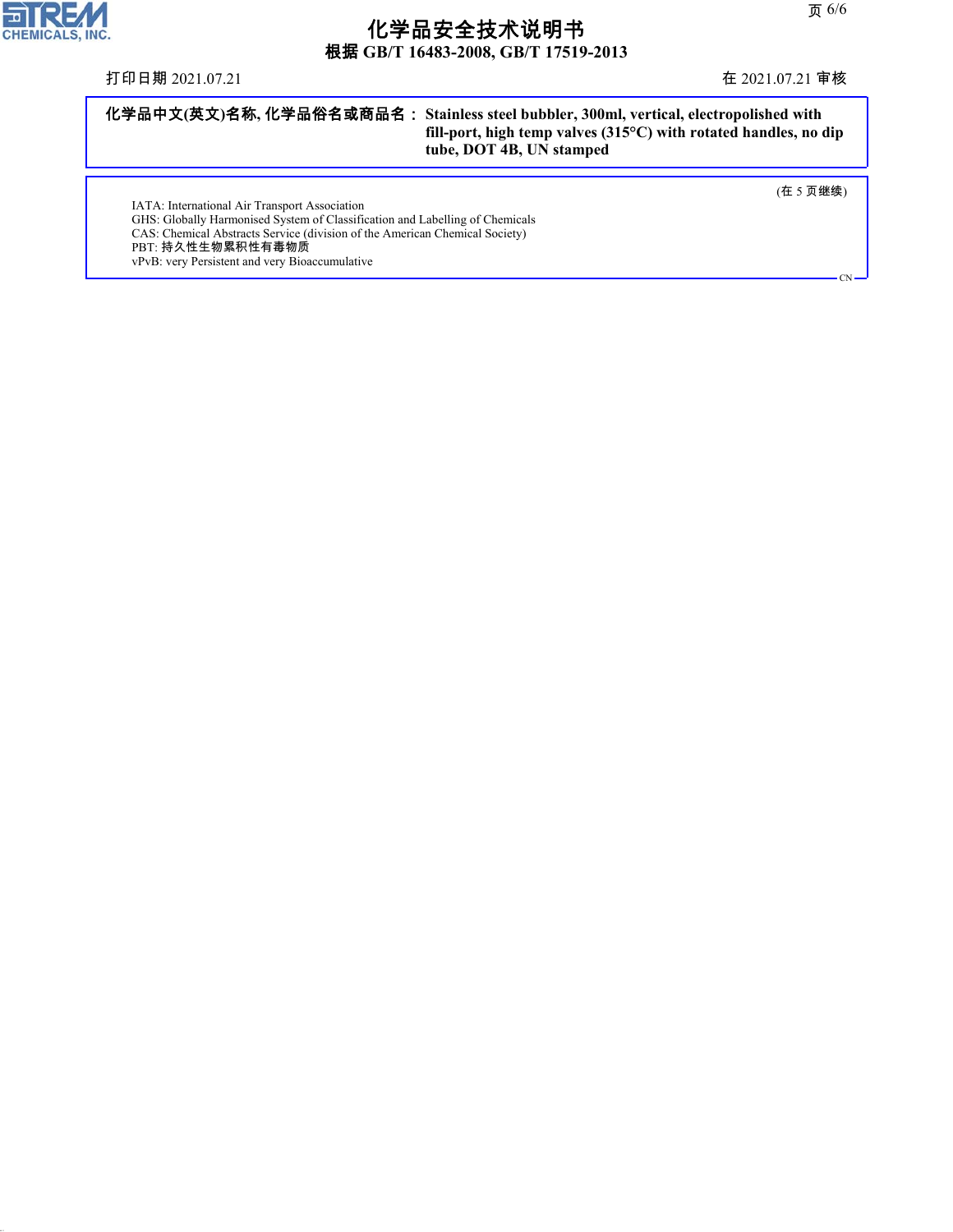化学品中文(英文)名称, 化学品俗名或商品名： **Stainless steel bubbler, 300ml, vertical, electropolished with fill-port, high temp valves (315°C) with rotated handles, no dip tube, DOT 4B, UN stamped**

(在 5 页继续)

IATA: International Air Transport Association
GHS: Globally Harmonised System of Classification and Labelling of Chemicals
CAS: Chemical Abstracts Service (division of the American Chemical Society)
PBT: 持久性生物累积性有毒物质
vPvB: very Persistent and very Bioaccumulative